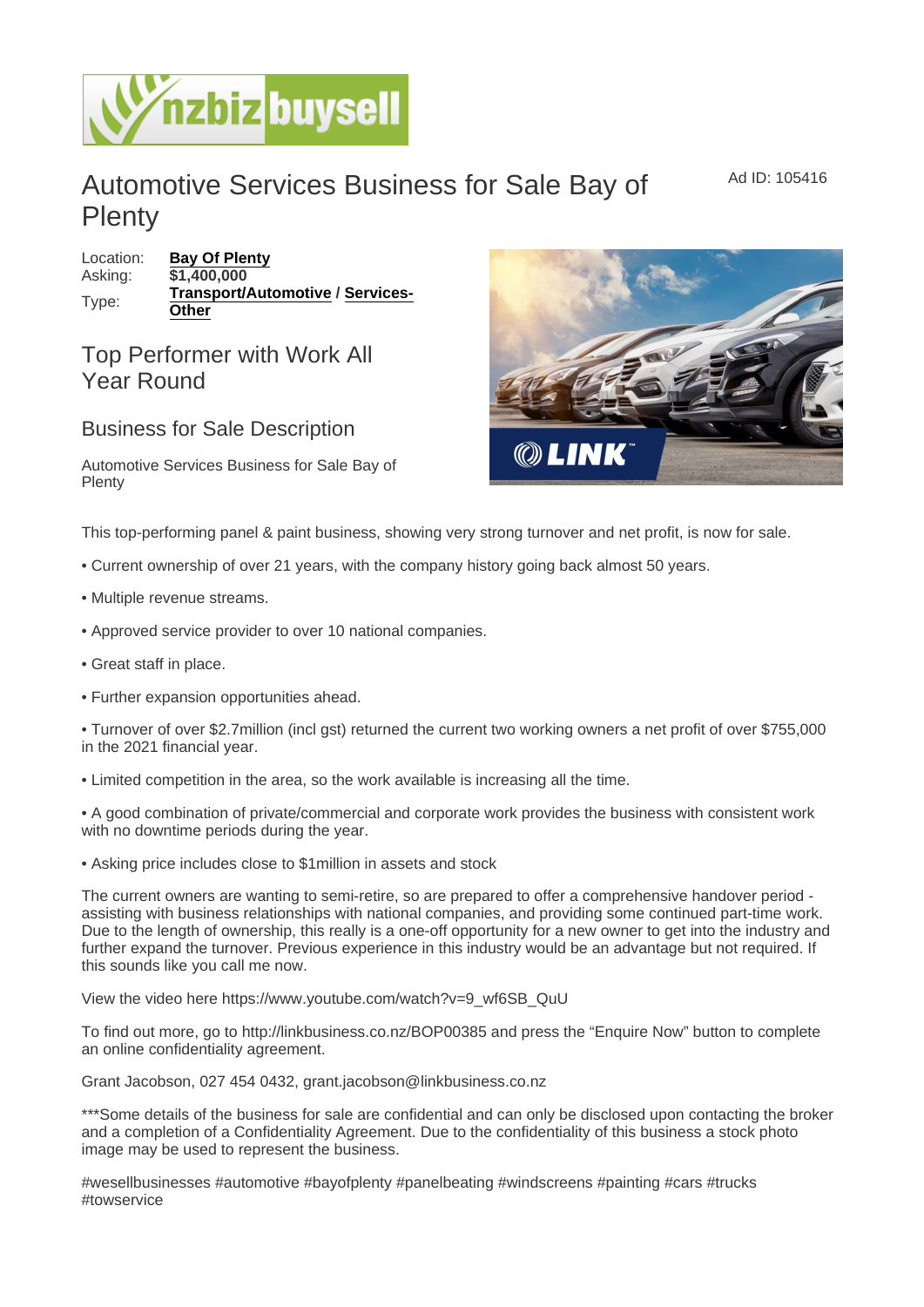# Automotive Services Business for Sale Bay of Plenty

Ad ID: 105416

Location: **Bay Of Plenty**
Asking: **$1,400,000**
Type: **Transport/Automotive** / **Services-Other**

## Top Performer with Work All Year Round

## Business for Sale Description

Automotive Services Business for Sale Bay of Plenty

This top-performing panel & paint business, showing very strong turnover and net profit, is now for sale.

• Current ownership of over 21 years, with the company history going back almost 50 years.

• Multiple revenue streams.

• Approved service provider to over 10 national companies.

• Great staff in place.

• Further expansion opportunities ahead.

• Turnover of over $2.7million (incl gst) returned the current two working owners a net profit of over $755,000 in the 2021 financial year.

• Limited competition in the area, so the work available is increasing all the time.

• A good combination of private/commercial and corporate work provides the business with consistent work with no downtime periods during the year.

• Asking price includes close to $1million in assets and stock

The current owners are wanting to semi-retire, so are prepared to offer a comprehensive handover period - assisting with business relationships with national companies, and providing some continued part-time work. Due to the length of ownership, this really is a one-off opportunity for a new owner to get into the industry and further expand the turnover. Previous experience in this industry would be an advantage but not required. If this sounds like you call me now.

View the video here https://www.youtube.com/watch?v=9_wf6SB_QuU

To find out more, go to http://linkbusiness.co.nz/BOP00385 and press the "Enquire Now" button to complete an online confidentiality agreement.

Grant Jacobson, 027 454 0432, grant.jacobson@linkbusiness.co.nz

***Some details of the business for sale are confidential and can only be disclosed upon contacting the broker and a completion of a Confidentiality Agreement. Due to the confidentiality of this business a stock photo image may be used to represent the business.

#wesellbusinesses #automotive #bayofplenty #panelbeating #windscreens #painting #cars #trucks #towservice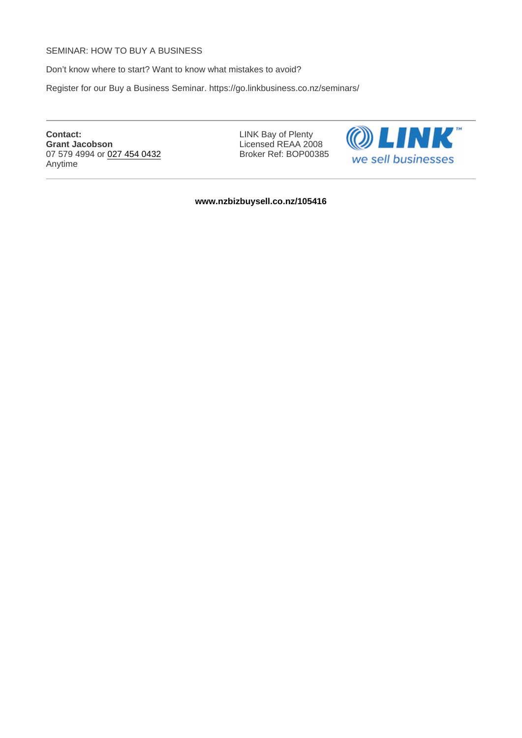SEMINAR: HOW TO BUY A BUSINESS

Don't know where to start? Want to know what mistakes to avoid?

Register for our Buy a Business Seminar. https://go.linkbusiness.co.nz/seminars/

---

**Contact:**
**Grant Jacobson**
07 579 4994 or 027 454 0432
Anytime

LINK Bay of Plenty
Licensed REAA 2008
Broker Ref: BOP00385

LINK™
we sell businesses

---

**www.nzbizbuysell.co.nz/105416**